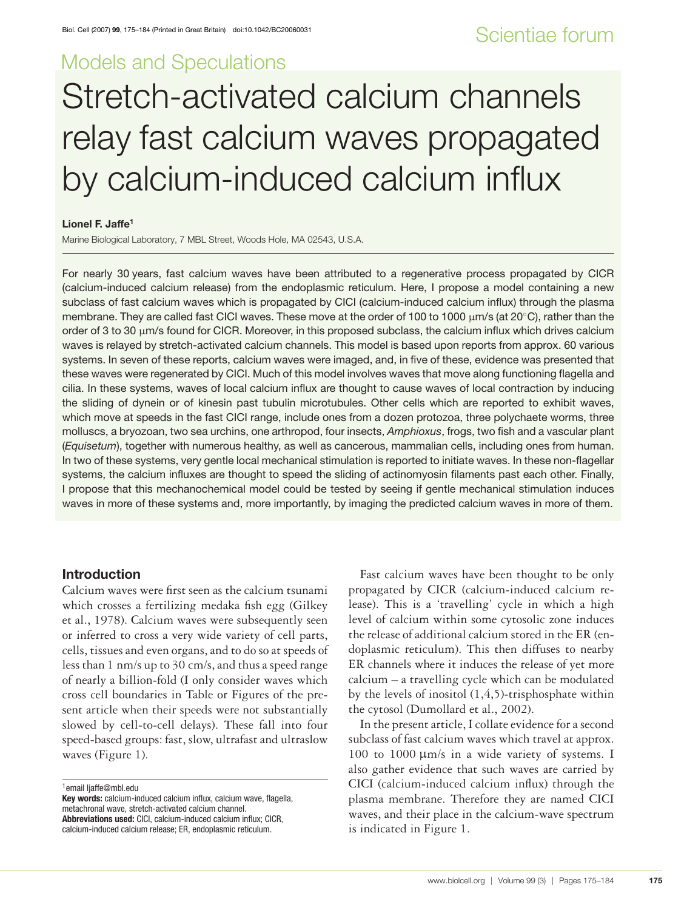Scientiae forum

Models and Speculations

# Stretch-activated calcium channels relay fast calcium waves propagated by calcium-induced calcium influx

**Lionel F. Jaffe**[1]

Marine Biological Laboratory, 7 MBL Street, Woods Hole, MA 02543, U.S.A.

For nearly 30 years, fast calcium waves have been attributed to a regenerative process propagated by CICR (calcium-induced calcium release) from the endoplasmic reticulum. Here, I propose a model containing a new subclass of fast calcium waves which is propagated by CICI (calcium-induced calcium influx) through the plasma membrane. They are called fast CICI waves. These move at the order of 100 to 1000 μm/s (at 20°C), rather than the order of 3 to 30 μm/s found for CICR. Moreover, in this proposed subclass, the calcium influx which drives calcium waves is relayed by stretch-activated calcium channels. This model is based upon reports from approx. 60 various systems. In seven of these reports, calcium waves were imaged, and, in five of these, evidence was presented that these waves were regenerated by CICI. Much of this model involves waves that move along functioning flagella and cilia. In these systems, waves of local calcium influx are thought to cause waves of local contraction by inducing the sliding of dynein or of kinesin past tubulin microtubules. Other cells which are reported to exhibit waves, which move at speeds in the fast CICI range, include ones from a dozen protozoa, three polychaete worms, three molluscs, a bryozoan, two sea urchins, one arthropod, four insects, *Amphioxus*, frogs, two fish and a vascular plant (*Equisetum*), together with numerous healthy, as well as cancerous, mammalian cells, including ones from human. In two of these systems, very gentle local mechanical stimulation is reported to initiate waves. In these non-flagellar systems, the calcium influxes are thought to speed the sliding of actinomyosin filaments past each other. Finally, I propose that this mechanochemical model could be tested by seeing if gentle mechanical stimulation induces waves in more of these systems and, more importantly, by imaging the predicted calcium waves in more of them.

## Introduction

Calcium waves were first seen as the calcium tsunami which crosses a fertilizing medaka fish egg (Gilkey et al., 1978). Calcium waves were subsequently seen or inferred to cross a very wide variety of cell parts, cells, tissues and even organs, and to do so at speeds of less than 1 nm/s up to 30 cm/s, and thus a speed range of nearly a billion-fold (I only consider waves which cross cell boundaries in Table or Figures of the present article when their speeds were not substantially slowed by cell-to-cell delays). These fall into four speed-based groups: fast, slow, ultrafast and ultraslow waves (Figure 1).

Fast calcium waves have been thought to be only propagated by CICR (calcium-induced calcium release). This is a 'travelling' cycle in which a high level of calcium within some cytosolic zone induces the release of additional calcium stored in the ER (endoplasmic reticulum). This then diffuses to nearby ER channels where it induces the release of yet more calcium – a travelling cycle which can be modulated by the levels of inositol (1,4,5)-trisphosphate within the cytosol (Dumollard et al., 2002).

In the present article, I collate evidence for a second subclass of fast calcium waves which travel at approx. 100 to 1000 μm/s in a wide variety of systems. I also gather evidence that such waves are carried by CICI (calcium-induced calcium influx) through the plasma membrane. Therefore they are named CICI waves, and their place in the calcium-wave spectrum is indicated in Figure 1.

[1]email ljaffe@mbl.edu

**Key words:** calcium-induced calcium influx, calcium wave, flagella, metachronal wave, stretch-activated calcium channel.

**Abbreviations used:** CICI, calcium-induced calcium influx; CICR, calcium-induced calcium release; ER, endoplasmic reticulum.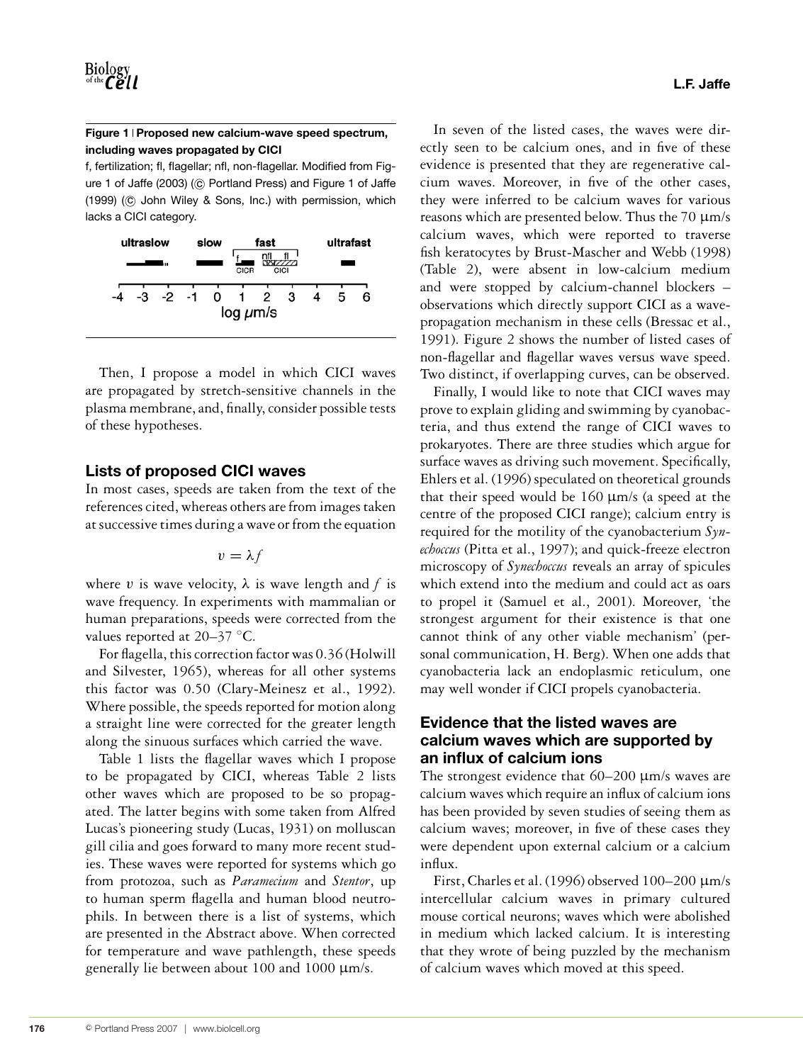**Figure 1 | Proposed new calcium-wave speed spectrum, including waves propagated by CICI**

f, fertilization; fl, flagellar; nfl, non-flagellar. Modified from Figure 1 of Jaffe (2003) (© Portland Press) and Figure 1 of Jaffe (1999) (© John Wiley & Sons, Inc.) with permission, which lacks a CICI category.

Then, I propose a model in which CICI waves are propagated by stretch-sensitive channels in the plasma membrane, and, finally, consider possible tests of these hypotheses.

## Lists of proposed CICI waves

In most cases, speeds are taken from the text of the references cited, whereas others are from images taken at successive times during a wave or from the equation

$$v = \lambda f$$

where $v$ is wave velocity, $\lambda$ is wave length and $f$ is wave frequency. In experiments with mammalian or human preparations, speeds were corrected from the values reported at 20–37 °C.

For flagella, this correction factor was 0.36 (Holwill and Silvester, 1965), whereas for all other systems this factor was 0.50 (Clary-Meinesz et al., 1992). Where possible, the speeds reported for motion along a straight line were corrected for the greater length along the sinuous surfaces which carried the wave.

Table 1 lists the flagellar waves which I propose to be propagated by CICI, whereas Table 2 lists other waves which are proposed to be so propagated. The latter begins with some taken from Alfred Lucas's pioneering study (Lucas, 1931) on molluscan gill cilia and goes forward to many more recent studies. These waves were reported for systems which go from protozoa, such as *Paramecium* and *Stentor*, up to human sperm flagella and human blood neutrophils. In between there is a list of systems, which are presented in the Abstract above. When corrected for temperature and wave pathlength, these speeds generally lie between about 100 and 1000 μm/s.

In seven of the listed cases, the waves were directly seen to be calcium ones, and in five of these evidence is presented that they are regenerative calcium waves. Moreover, in five of the other cases, they were inferred to be calcium waves for various reasons which are presented below. Thus the 70 μm/s calcium waves, which were reported to traverse fish keratocytes by Brust-Mascher and Webb (1998) (Table 2), were absent in low-calcium medium and were stopped by calcium-channel blockers – observations which directly support CICI as a wave-propagation mechanism in these cells (Bressac et al., 1991). Figure 2 shows the number of listed cases of non-flagellar and flagellar waves versus wave speed. Two distinct, if overlapping curves, can be observed.

Finally, I would like to note that CICI waves may prove to explain gliding and swimming by cyanobacteria, and thus extend the range of CICI waves to prokaryotes. There are three studies which argue for surface waves as driving such movement. Specifically, Ehlers et al. (1996) speculated on theoretical grounds that their speed would be 160 μm/s (a speed at the centre of the proposed CICI range); calcium entry is required for the motility of the cyanobacterium *Synechoccus* (Pitta et al., 1997); and quick-freeze electron microscopy of *Synechoccus* reveals an array of spicules which extend into the medium and could act as oars to propel it (Samuel et al., 2001). Moreover, 'the strongest argument for their existence is that one cannot think of any other viable mechanism' (personal communication, H. Berg). When one adds that cyanobacteria lack an endoplasmic reticulum, one may well wonder if CICI propels cyanobacteria.

## Evidence that the listed waves are calcium waves which are supported by an influx of calcium ions

The strongest evidence that 60–200 μm/s waves are calcium waves which require an influx of calcium ions has been provided by seven studies of seeing them as calcium waves; moreover, in five of these cases they were dependent upon external calcium or a calcium influx.

First, Charles et al. (1996) observed 100–200 μm/s intercellular calcium waves in primary cultured mouse cortical neurons; waves which were abolished in medium which lacked calcium. It is interesting that they wrote of being puzzled by the mechanism of calcium waves which moved at this speed.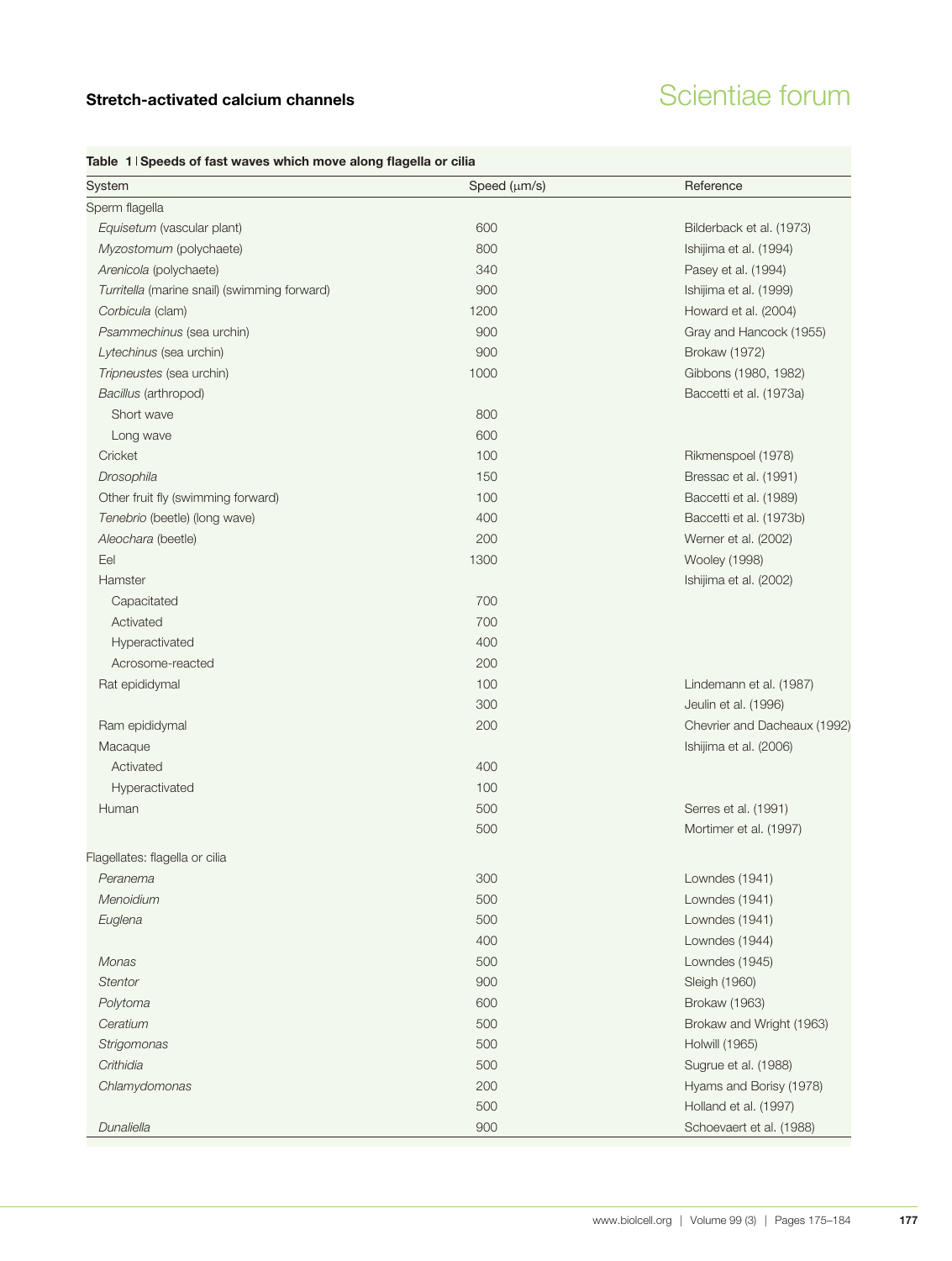**Table 1 | Speeds of fast waves which move along flagella or cilia**

| System | Speed (μm/s) | Reference |
| --- | --- | --- |
| Sperm flagella | | |
| *Equisetum* (vascular plant) | 600 | Bilderback et al. (1973) |
| *Myzostomum* (polychaete) | 800 | Ishijima et al. (1994) |
| *Arenicola* (polychaete) | 340 | Pasey et al. (1994) |
| *Turritella* (marine snail) (swimming forward) | 900 | Ishijima et al. (1999) |
| *Corbicula* (clam) | 1200 | Howard et al. (2004) |
| *Psammechinus* (sea urchin) | 900 | Gray and Hancock (1955) |
| *Lytechinus* (sea urchin) | 900 | Brokaw (1972) |
| *Tripneustes* (sea urchin) | 1000 | Gibbons (1980, 1982) |
| *Bacillus* (arthropod) | | Baccetti et al. (1973a) |
| Short wave | 800 | |
| Long wave | 600 | |
| Cricket | 100 | Rikmenspoel (1978) |
| *Drosophila* | 150 | Bressac et al. (1991) |
| Other fruit fly (swimming forward) | 100 | Baccetti et al. (1989) |
| *Tenebrio* (beetle) (long wave) | 400 | Baccetti et al. (1973b) |
| *Aleochara* (beetle) | 200 | Werner et al. (2002) |
| Eel | 1300 | Wooley (1998) |
| Hamster | | Ishijima et al. (2002) |
| Capacitated | 700 | |
| Activated | 700 | |
| Hyperactivated | 400 | |
| Acrosome-reacted | 200 | |
| Rat epididymal | 100 | Lindemann et al. (1987) |
| | 300 | Jeulin et al. (1996) |
| Ram epididymal | 200 | Chevrier and Dacheaux (1992) |
| Macaque | | Ishijima et al. (2006) |
| Activated | 400 | |
| Hyperactivated | 100 | |
| Human | 500 | Serres et al. (1991) |
| | 500 | Mortimer et al. (1997) |
| Flagellates: flagella or cilia | | |
| *Peranema* | 300 | Lowndes (1941) |
| *Menoidium* | 500 | Lowndes (1941) |
| *Euglena* | 500 | Lowndes (1941) |
| | 400 | Lowndes (1944) |
| *Monas* | 500 | Lowndes (1945) |
| *Stentor* | 900 | Sleigh (1960) |
| *Polytoma* | 600 | Brokaw (1963) |
| *Ceratium* | 500 | Brokaw and Wright (1963) |
| *Strigomonas* | 500 | Holwill (1965) |
| *Crithidia* | 500 | Sugrue et al. (1988) |
| *Chlamydomonas* | 200 | Hyams and Borisy (1978) |
| | 500 | Holland et al. (1997) |
| *Dunaliella* | 900 | Schoevaert et al. (1988) |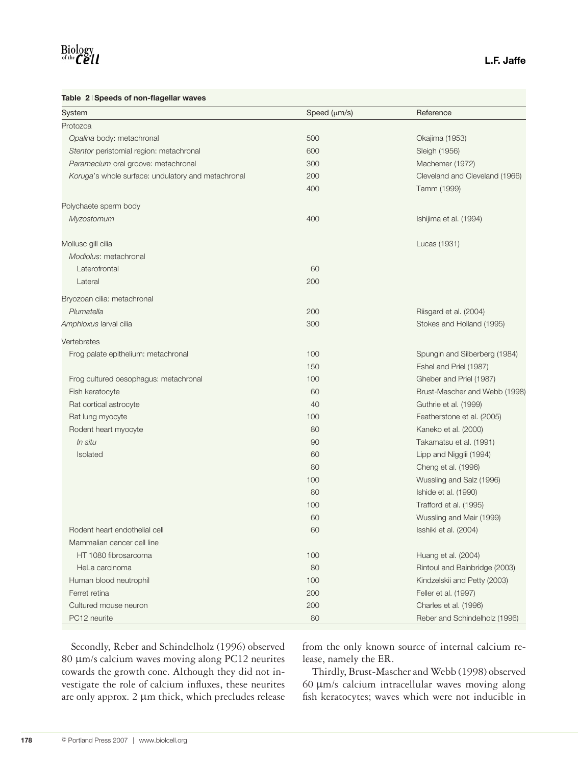**Table 2 | Speeds of non-flagellar waves**

| System | Speed (μm/s) | Reference |
|---|---|---|
| Protozoa | | |
| *Opalina* body: metachronal | 500 | Okajima (1953) |
| *Stentor* peristomial region: metachronal | 600 | Sleigh (1956) |
| *Paramecium* oral groove: metachronal | 300 | Machemer (1972) |
| *Koruga*'s whole surface: undulatory and metachronal | 200 | Cleveland and Cleveland (1966) |
| | 400 | Tamm (1999) |
| Polychaete sperm body | | |
| *Myzostomum* | 400 | Ishijima et al. (1994) |
| Mollusc gill cilia | | Lucas (1931) |
| *Modiolus*: metachronal | | |
| Laterofrontal | 60 | |
| Lateral | 200 | |
| Bryozoan cilia: metachronal | | |
| *Plumatella* | 200 | Riisgard et al. (2004) |
| *Amphioxus* larval cilia | 300 | Stokes and Holland (1995) |
| Vertebrates | | |
| Frog palate epithelium: metachronal | 100 | Spungin and Silberberg (1984) |
| | 150 | Eshel and Priel (1987) |
| Frog cultured oesophagus: metachronal | 100 | Gheber and Priel (1987) |
| Fish keratocyte | 60 | Brust-Mascher and Webb (1998) |
| Rat cortical astrocyte | 40 | Guthrie et al. (1999) |
| Rat lung myocyte | 100 | Featherstone et al. (2005) |
| Rodent heart myocyte | 80 | Kaneko et al. (2000) |
| *In situ* | 90 | Takamatsu et al. (1991) |
| Isolated | 60 | Lipp and Niggli (1994) |
| | 80 | Cheng et al. (1996) |
| | 100 | Wussling and Salz (1996) |
| | 80 | Ishide et al. (1990) |
| | 100 | Trafford et al. (1995) |
| | 60 | Wussling and Mair (1999) |
| Rodent heart endothelial cell | 60 | Isshiki et al. (2004) |
| Mammalian cancer cell line | | |
| HT 1080 fibrosarcoma | 100 | Huang et al. (2004) |
| HeLa carcinoma | 80 | Rintoul and Bainbridge (2003) |
| Human blood neutrophil | 100 | Kindzelskii and Petty (2003) |
| Ferret retina | 200 | Feller et al. (1997) |
| Cultured mouse neuron | 200 | Charles et al. (1996) |
| PC12 neurite | 80 | Reber and Schindelholz (1996) |

Secondly, Reber and Schindelholz (1996) observed 80 μm/s calcium waves moving along PC12 neurites towards the growth cone. Although they did not investigate the role of calcium influxes, these neurites are only approx. 2 μm thick, which precludes release from the only known source of internal calcium release, namely the ER.

Thirdly, Brust-Mascher and Webb (1998) observed 60 μm/s calcium intracellular waves moving along fish keratocytes; waves which were not inducible in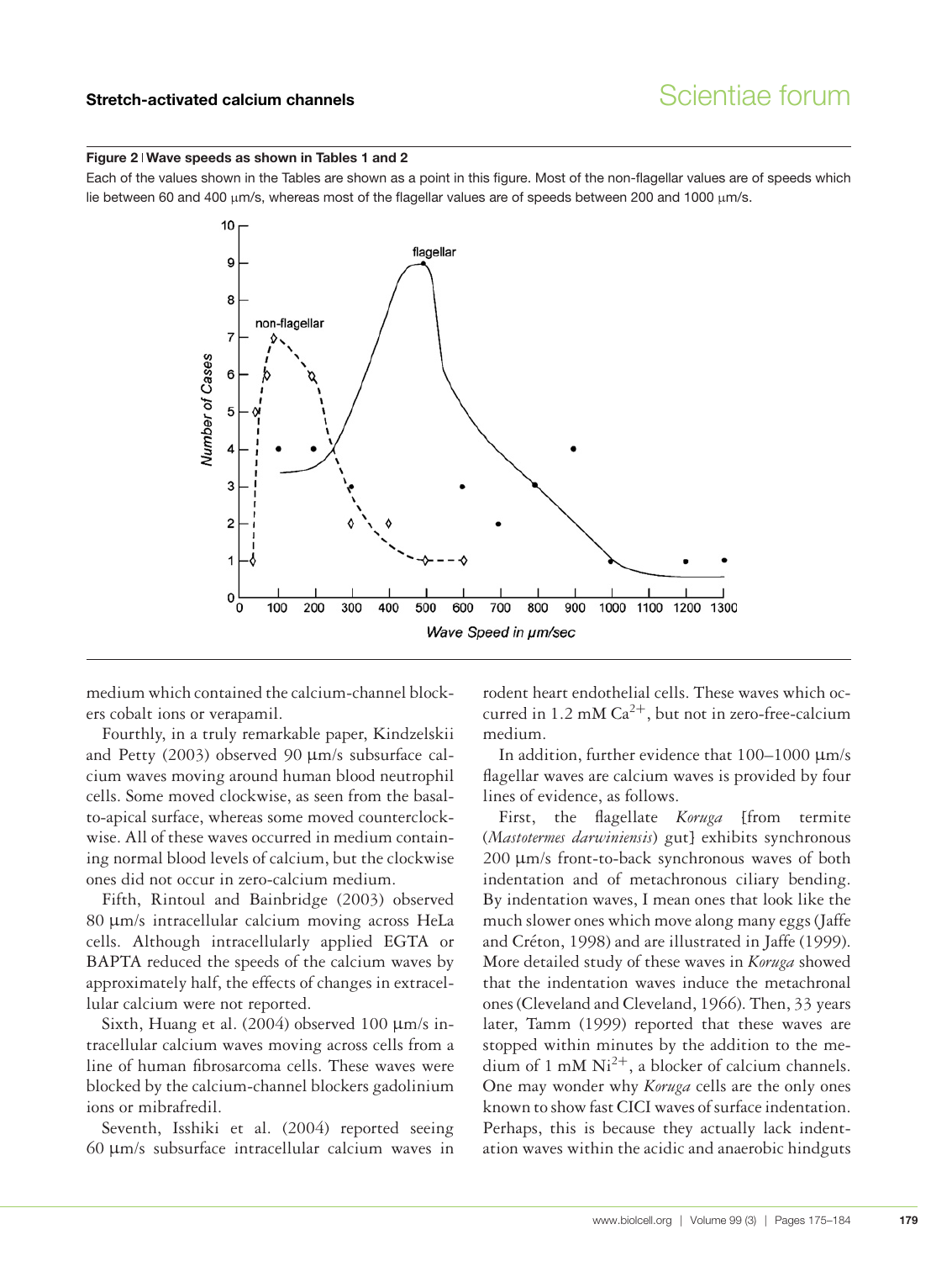**Figure 2 | Wave speeds as shown in Tables 1 and 2**

Each of the values shown in the Tables are shown as a point in this figure. Most of the non-flagellar values are of speeds which lie between 60 and 400 μm/s, whereas most of the flagellar values are of speeds between 200 and 1000 μm/s.

medium which contained the calcium-channel blockers cobalt ions or verapamil.

Fourthly, in a truly remarkable paper, Kindzelskii and Petty (2003) observed 90 μm/s subsurface calcium waves moving around human blood neutrophil cells. Some moved clockwise, as seen from the basal-to-apical surface, whereas some moved counterclockwise. All of these waves occurred in medium containing normal blood levels of calcium, but the clockwise ones did not occur in zero-calcium medium.

Fifth, Rintoul and Bainbridge (2003) observed 80 μm/s intracellular calcium moving across HeLa cells. Although intracellularly applied EGTA or BAPTA reduced the speeds of the calcium waves by approximately half, the effects of changes in extracellular calcium were not reported.

Sixth, Huang et al. (2004) observed 100 μm/s intracellular calcium waves moving across cells from a line of human fibrosarcoma cells. These waves were blocked by the calcium-channel blockers gadolinium ions or mibrafredil.

Seventh, Isshiki et al. (2004) reported seeing 60 μm/s subsurface intracellular calcium waves in rodent heart endothelial cells. These waves which occurred in 1.2 mM $Ca^{2+}$, but not in zero-free-calcium medium.

In addition, further evidence that 100–1000 μm/s flagellar waves are calcium waves is provided by four lines of evidence, as follows.

First, the flagellate *Koruga* [from termite (*Mastotermes darwiniensis*) gut] exhibits synchronous 200 μm/s front-to-back synchronous waves of both indentation and of metachronous ciliary bending. By indentation waves, I mean ones that look like the much slower ones which move along many eggs (Jaffe and Créton, 1998) and are illustrated in Jaffe (1999). More detailed study of these waves in *Koruga* showed that the indentation waves induce the metachronal ones (Cleveland and Cleveland, 1966). Then, 33 years later, Tamm (1999) reported that these waves are stopped within minutes by the addition to the medium of 1 mM $Ni^{2+}$, a blocker of calcium channels. One may wonder why *Koruga* cells are the only ones known to show fast CICI waves of surface indentation. Perhaps, this is because they actually lack indentation waves within the acidic and anaerobic hindguts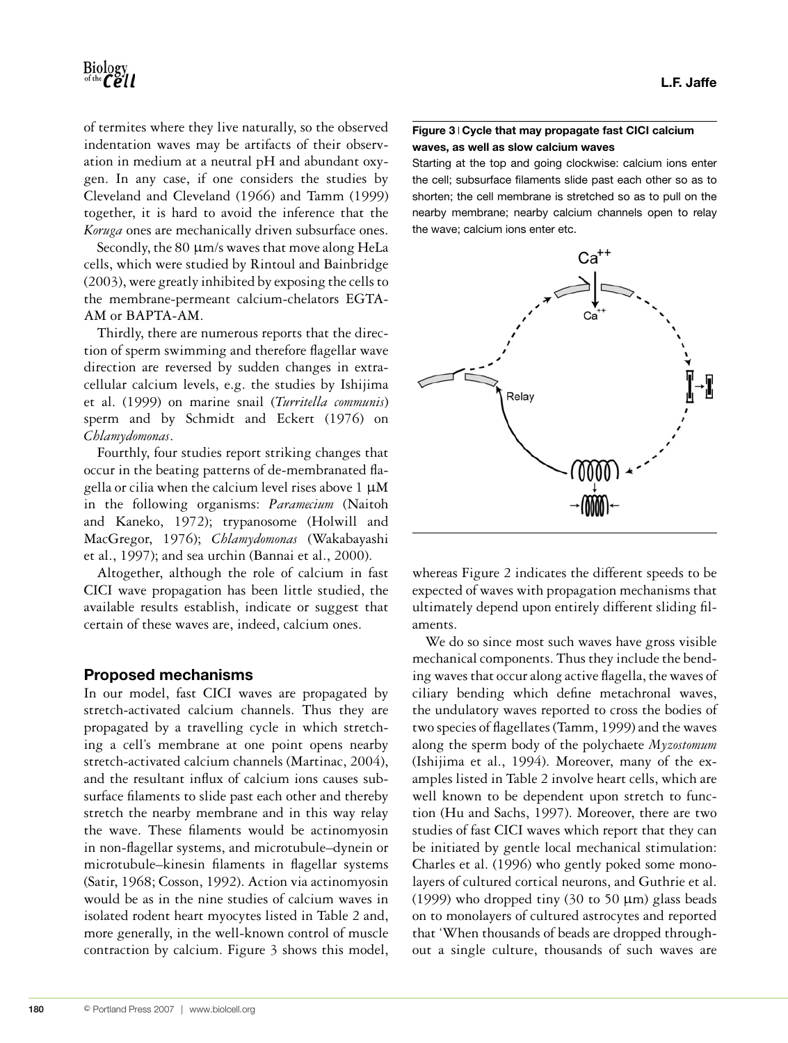of termites where they live naturally, so the observed indentation waves may be artifacts of their observation in medium at a neutral pH and abundant oxygen. In any case, if one considers the studies by Cleveland and Cleveland (1966) and Tamm (1999) together, it is hard to avoid the inference that the *Koruga* ones are mechanically driven subsurface ones.

Secondly, the 80 μm/s waves that move along HeLa cells, which were studied by Rintoul and Bainbridge (2003), were greatly inhibited by exposing the cells to the membrane-permeant calcium-chelators EGTA-AM or BAPTA-AM.

Thirdly, there are numerous reports that the direction of sperm swimming and therefore flagellar wave direction are reversed by sudden changes in extracellular calcium levels, e.g. the studies by Ishijima et al. (1999) on marine snail (*Turritella communis*) sperm and by Schmidt and Eckert (1976) on *Chlamydomonas*.

Fourthly, four studies report striking changes that occur in the beating patterns of de-membranated flagella or cilia when the calcium level rises above 1 μM in the following organisms: *Paramecium* (Naitoh and Kaneko, 1972); trypanosome (Holwill and MacGregor, 1976); *Chlamydomonas* (Wakabayashi et al., 1997); and sea urchin (Bannai et al., 2000).

Altogether, although the role of calcium in fast CICI wave propagation has been little studied, the available results establish, indicate or suggest that certain of these waves are, indeed, calcium ones.

## Proposed mechanisms

In our model, fast CICI waves are propagated by stretch-activated calcium channels. Thus they are propagated by a travelling cycle in which stretching a cell's membrane at one point opens nearby stretch-activated calcium channels (Martinac, 2004), and the resultant influx of calcium ions causes subsurface filaments to slide past each other and thereby stretch the nearby membrane and in this way relay the wave. These filaments would be actinomyosin in non-flagellar systems, and microtubule–dynein or microtubule–kinesin filaments in flagellar systems (Satir, 1968; Cosson, 1992). Action via actinomyosin would be as in the nine studies of calcium waves in isolated rodent heart myocytes listed in Table 2 and, more generally, in the well-known control of muscle contraction by calcium. Figure 3 shows this model, whereas Figure 2 indicates the different speeds to be expected of waves with propagation mechanisms that ultimately depend upon entirely different sliding filaments.

**Figure 3 | Cycle that may propagate fast CICI calcium waves, as well as slow calcium waves**

Starting at the top and going clockwise: calcium ions enter the cell; subsurface filaments slide past each other so as to shorten; the cell membrane is stretched so as to pull on the nearby membrane; nearby calcium channels open to relay the wave; calcium ions enter etc.

We do so since most such waves have gross visible mechanical components. Thus they include the bending waves that occur along active flagella, the waves of ciliary bending which define metachronal waves, the undulatory waves reported to cross the bodies of two species of flagellates (Tamm, 1999) and the waves along the sperm body of the polychaete *Myzostomum* (Ishijima et al., 1994). Moreover, many of the examples listed in Table 2 involve heart cells, which are well known to be dependent upon stretch to function (Hu and Sachs, 1997). Moreover, there are two studies of fast CICI waves which report that they can be initiated by gentle local mechanical stimulation: Charles et al. (1996) who gently poked some monolayers of cultured cortical neurons, and Guthrie et al. (1999) who dropped tiny (30 to 50 μm) glass beads on to monolayers of cultured astrocytes and reported that 'When thousands of beads are dropped throughout a single culture, thousands of such waves are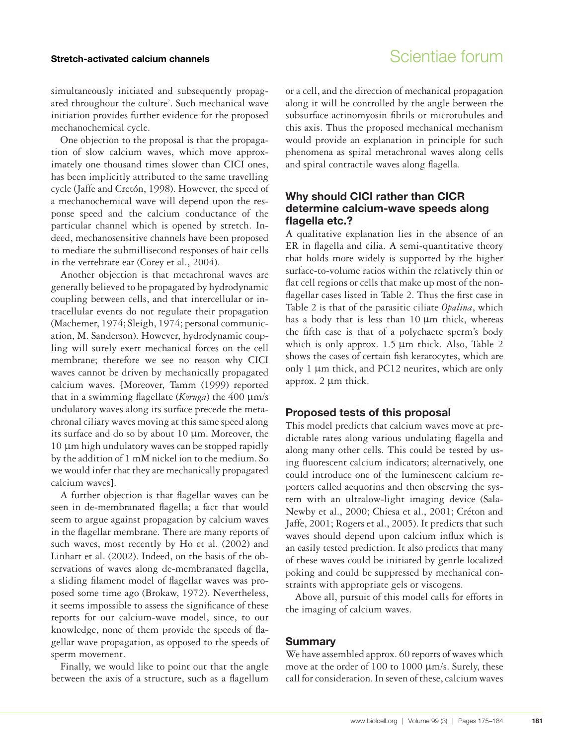simultaneously initiated and subsequently propagated throughout the culture'. Such mechanical wave initiation provides further evidence for the proposed mechanochemical cycle.

One objection to the proposal is that the propagation of slow calcium waves, which move approximately one thousand times slower than CICI ones, has been implicitly attributed to the same travelling cycle (Jaffe and Cretón, 1998). However, the speed of a mechanochemical wave will depend upon the response speed and the calcium conductance of the particular channel which is opened by stretch. Indeed, mechanosensitive channels have been proposed to mediate the submillisecond responses of hair cells in the vertebrate ear (Corey et al., 2004).

Another objection is that metachronal waves are generally believed to be propagated by hydrodynamic coupling between cells, and that intercellular or intracellular events do not regulate their propagation (Machemer, 1974; Sleigh, 1974; personal communication, M. Sanderson). However, hydrodynamic coupling will surely exert mechanical forces on the cell membrane; therefore we see no reason why CICI waves cannot be driven by mechanically propagated calcium waves. [Moreover, Tamm (1999) reported that in a swimming flagellate (*Koruga*) the 400 μm/s undulatory waves along its surface precede the metachronal ciliary waves moving at this same speed along its surface and do so by about 10 μm. Moreover, the 10 μm high undulatory waves can be stopped rapidly by the addition of 1 mM nickel ion to the medium. So we would infer that they are mechanically propagated calcium waves].

A further objection is that flagellar waves can be seen in de-membranated flagella; a fact that would seem to argue against propagation by calcium waves in the flagellar membrane. There are many reports of such waves, most recently by Ho et al. (2002) and Linhart et al. (2002). Indeed, on the basis of the observations of waves along de-membranated flagella, a sliding filament model of flagellar waves was proposed some time ago (Brokaw, 1972). Nevertheless, it seems impossible to assess the significance of these reports for our calcium-wave model, since, to our knowledge, none of them provide the speeds of flagellar wave propagation, as opposed to the speeds of sperm movement.

Finally, we would like to point out that the angle between the axis of a structure, such as a flagellum or a cell, and the direction of mechanical propagation along it will be controlled by the angle between the subsurface actinomyosin fibrils or microtubules and this axis. Thus the proposed mechanical mechanism would provide an explanation in principle for such phenomena as spiral metachronal waves along cells and spiral contractile waves along flagella.

## Why should CICI rather than CICR determine calcium-wave speeds along flagella etc.?

A qualitative explanation lies in the absence of an ER in flagella and cilia. A semi-quantitative theory that holds more widely is supported by the higher surface-to-volume ratios within the relatively thin or flat cell regions or cells that make up most of the non-flagellar cases listed in Table 2. Thus the first case in Table 2 is that of the parasitic ciliate *Opalina*, which has a body that is less than 10 μm thick, whereas the fifth case is that of a polychaete sperm's body which is only approx. 1.5 μm thick. Also, Table 2 shows the cases of certain fish keratocytes, which are only 1 μm thick, and PC12 neurites, which are only approx. 2 μm thick.

## Proposed tests of this proposal

This model predicts that calcium waves move at predictable rates along various undulating flagella and along many other cells. This could be tested by using fluorescent calcium indicators; alternatively, one could introduce one of the luminescent calcium reporters called aequorins and then observing the system with an ultralow-light imaging device (Sala-Newby et al., 2000; Chiesa et al., 2001; Créton and Jaffe, 2001; Rogers et al., 2005). It predicts that such waves should depend upon calcium influx which is an easily tested prediction. It also predicts that many of these waves could be initiated by gentle localized poking and could be suppressed by mechanical constraints with appropriate gels or viscogens.

Above all, pursuit of this model calls for efforts in the imaging of calcium waves.

## Summary

We have assembled approx. 60 reports of waves which move at the order of 100 to 1000 μm/s. Surely, these call for consideration. In seven of these, calcium waves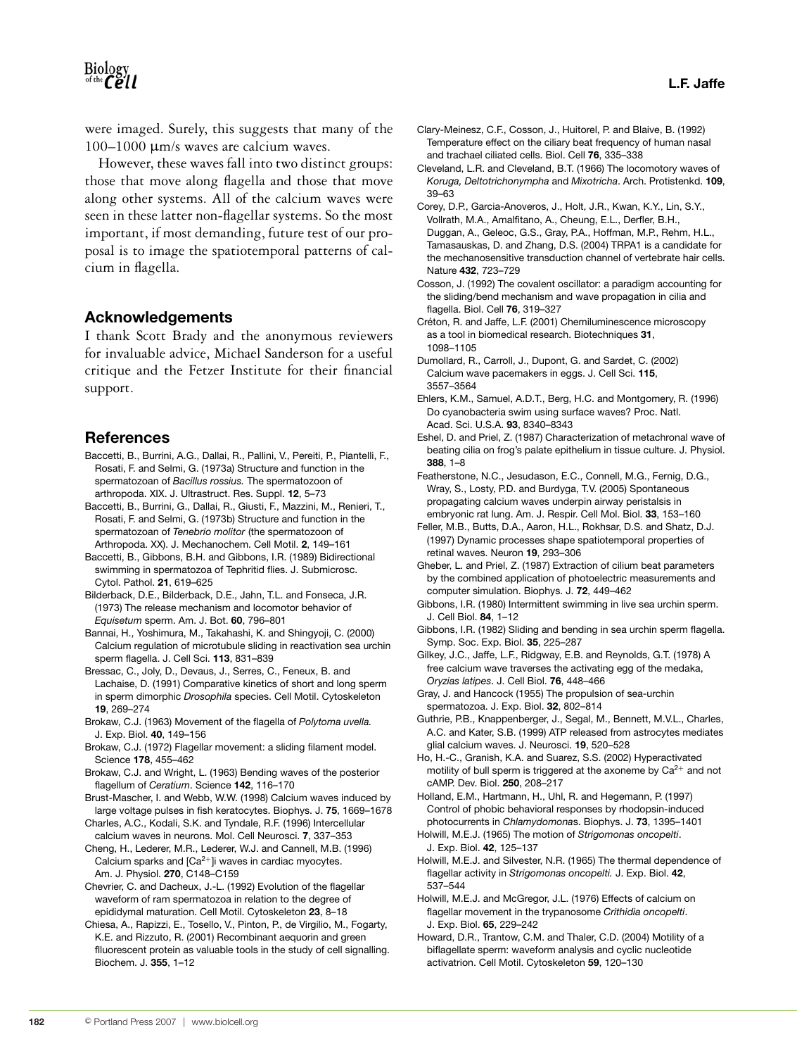were imaged. Surely, this suggests that many of the 100–1000 μm/s waves are calcium waves.

However, these waves fall into two distinct groups: those that move along flagella and those that move along other systems. All of the calcium waves were seen in these latter non-flagellar systems. So the most important, if most demanding, future test of our proposal is to image the spatiotemporal patterns of calcium in flagella.

## Acknowledgements

I thank Scott Brady and the anonymous reviewers for invaluable advice, Michael Sanderson for a useful critique and the Fetzer Institute for their financial support.

## References

Baccetti, B., Burrini, A.G., Dallai, R., Pallini, V., Pereiti, P., Piantelli, F., Rosati, F. and Selmi, G. (1973a) Structure and function in the spermatozoan of *Bacillus rossius.* The spermatozoon of arthropoda. XIX. J. Ultrastruct. Res. Suppl. **12**, 5–73

Baccetti, B., Burrini, G., Dallai, R., Giusti, F., Mazzini, M., Renieri, T., Rosati, F. and Selmi, G. (1973b) Structure and function in the spermatozoan of *Tenebrio molitor* (the spermatozoon of Arthropoda. XX). J. Mechanochem. Cell Motil. **2**, 149–161

Baccetti, B., Gibbons, B.H. and Gibbons, I.R. (1989) Bidirectional swimming in spermatozoa of Tephritid flies. J. Submicrosc. Cytol. Pathol. **21**, 619–625

Bilderback, D.E., Bilderback, D.E., Jahn, T.L. and Fonseca, J.R. (1973) The release mechanism and locomotor behavior of *Equisetum* sperm. Am. J. Bot. **60**, 796–801

Bannai, H., Yoshimura, M., Takahashi, K. and Shingyoji, C. (2000) Calcium regulation of microtubule sliding in reactivation sea urchin sperm flagella. J. Cell Sci. **113**, 831–839

Bressac, C., Joly, D., Devaus, J., Serres, C., Feneux, B. and Lachaise, D. (1991) Comparative kinetics of short and long sperm in sperm dimorphic *Drosophila* species. Cell Motil. Cytoskeleton **19**, 269–274

Brokaw, C.J. (1963) Movement of the flagella of *Polytoma uvella.* J. Exp. Biol. **40**, 149–156

Brokaw, C.J. (1972) Flagellar movement: a sliding filament model. Science **178**, 455–462

Brokaw, C.J. and Wright, L. (1963) Bending waves of the posterior flagellum of *Ceratium*. Science **142**, 116–170

Brust-Mascher, I. and Webb, W.W. (1998) Calcium waves induced by large voltage pulses in fish keratocytes. Biophys. J. **75**, 1669–1678

Charles, A.C., Kodali, S.K. and Tyndale, R.F. (1996) Intercellular calcium waves in neurons. Mol. Cell Neurosci. **7**, 337–353

Cheng, H., Lederer, M.R., Lederer, W.J. and Cannell, M.B. (1996) Calcium sparks and $[Ca^{2+}]$i waves in cardiac myocytes. Am. J. Physiol. **270**, C148–C159

Chevrier, C. and Dacheux, J.-L. (1992) Evolution of the flagellar waveform of ram spermatozoa in relation to the degree of epididymal maturation. Cell Motil. Cytoskeleton **23**, 8–18

Chiesa, A., Rapizzi, E., Tosello, V., Pinton, P., de Virgilio, M., Fogarty, K.E. and Rizzuto, R. (2001) Recombinant aequorin and green fluorescent protein as valuable tools in the study of cell signalling. Biochem. J. **355**, 1–12

Clary-Meinesz, C.F., Cosson, J., Huitorel, P. and Blaive, B. (1992) Temperature effect on the ciliary beat frequency of human nasal and trachael ciliated cells. Biol. Cell **76**, 335–338

Cleveland, L.R. and Cleveland, B.T. (1966) The locomotory waves of *Koruga, Deltotrichonympha* and *Mixotricha*. Arch. Protistenkd. **109**, 39–63

Corey, D.P., Garcia-Anoveros, J., Holt, J.R., Kwan, K.Y., Lin, S.Y., Vollrath, M.A., Amalfitano, A., Cheung, E.L., Derfler, B.H., Duggan, A., Geleoc, G.S., Gray, P.A., Hoffman, M.P., Rehm, H.L., Tamasauskas, D. and Zhang, D.S. (2004) TRPA1 is a candidate for the mechanosensitive transduction channel of vertebrate hair cells. Nature **432**, 723–729

Cosson, J. (1992) The covalent oscillator: a paradigm accounting for the sliding/bend mechanism and wave propagation in cilia and flagella. Biol. Cell **76**, 319–327

Créton, R. and Jaffe, L.F. (2001) Chemiluminescence microscopy as a tool in biomedical research. Biotechniques **31**, 1098–1105

Dumollard, R., Carroll, J., Dupont, G. and Sardet, C. (2002) Calcium wave pacemakers in eggs. J. Cell Sci. **115**, 3557–3564

Ehlers, K.M., Samuel, A.D.T., Berg, H.C. and Montgomery, R. (1996) Do cyanobacteria swim using surface waves? Proc. Natl. Acad. Sci. U.S.A. **93**, 8340–8343

Eshel, D. and Priel, Z. (1987) Characterization of metachronal wave of beating cilia on frog's palate epithelium in tissue culture. J. Physiol. **388**, 1–8

Featherstone, N.C., Jesudason, E.C., Connell, M.G., Fernig, D.G., Wray, S., Losty, P.D. and Burdyga, T.V. (2005) Spontaneous propagating calcium waves underpin airway peristalsis in embryonic rat lung. Am. J. Respir. Cell Mol. Biol. **33**, 153–160

Feller, M.B., Butts, D.A., Aaron, H.L., Rokhsar, D.S. and Shatz, D.J. (1997) Dynamic processes shape spatiotemporal properties of retinal waves. Neuron **19**, 293–306

Gheber, L. and Priel, Z. (1987) Extraction of cilium beat parameters by the combined application of photoelectric measurements and computer simulation. Biophys. J. **72**, 449–462

Gibbons, I.R. (1980) Intermittent swimming in live sea urchin sperm. J. Cell Biol. **84**, 1–12

Gibbons, I.R. (1982) Sliding and bending in sea urchin sperm flagella. Symp. Soc. Exp. Biol. **35**, 225–287

Gilkey, J.C., Jaffe, L.F., Ridgway, E.B. and Reynolds, G.T. (1978) A free calcium wave traverses the activating egg of the medaka, *Oryzias latipes*. J. Cell Biol. **76**, 448–466

Gray, J. and Hancock (1955) The propulsion of sea-urchin spermatozoa. J. Exp. Biol. **32**, 802–814

Guthrie, P.B., Knappenberger, J., Segal, M., Bennett, M.V.L., Charles, A.C. and Kater, S.B. (1999) ATP released from astrocytes mediates glial calcium waves. J. Neurosci. **19**, 520–528

Ho, H.-C., Granish, K.A. and Suarez, S.S. (2002) Hyperactivated motility of bull sperm is triggered at the axoneme by $Ca^{2+}$ and not cAMP. Dev. Biol. **250**, 208–217

Holland, E.M., Hartmann, H., Uhl, R. and Hegemann, P. (1997) Control of phobic behavioral responses by rhodopsin-induced photocurrents in *Chlamydomonas*. Biophys. J. **73**, 1395–1401

Holwill, M.E.J. (1965) The motion of *Strigomonas oncopelti*. J. Exp. Biol. **42**, 125–137

Holwill, M.E.J. and Silvester, N.R. (1965) The thermal dependence of flagellar activity in *Strigomonas oncopelti.* J. Exp. Biol. **42**, 537–544

Holwill, M.E.J. and McGregor, J.L. (1976) Effects of calcium on flagellar movement in the trypanosome *Crithidia oncopelti*. J. Exp. Biol. **65**, 229–242

Howard, D.R., Trantow, C.M. and Thaler, C.D. (2004) Motility of a biflagellate sperm: waveform analysis and cyclic nucleotide activatrion. Cell Motil. Cytoskeleton **59**, 120–130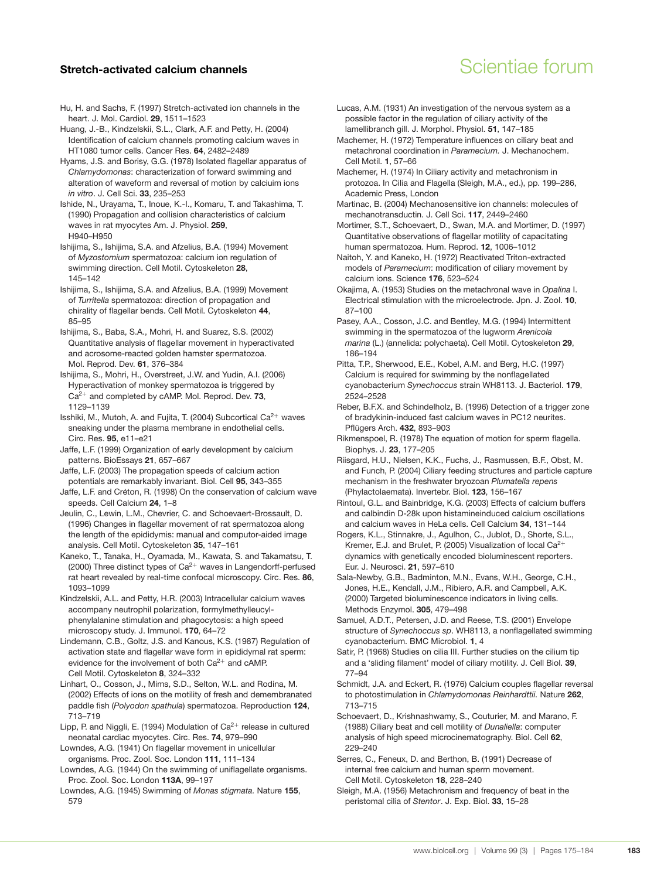Hu, H. and Sachs, F. (1997) Stretch-activated ion channels in the heart. J. Mol. Cardiol. **29**, 1511–1523

Huang, J.-B., Kindzelskii, S.L., Clark, A.F. and Petty, H. (2004) Identification of calcium channels promoting calcium waves in HT1080 tumor cells. Cancer Res. **64**, 2482–2489

Hyams, J.S. and Borisy, G.G. (1978) Isolated flagellar apparatus of *Chlamydomonas*: characterization of forward swimming and alteration of waveform and reversal of motion by calciuim ions *in vitro*. J. Cell Sci. **33**, 235–253

Ishide, N., Urayama, T., Inoue, K.-I., Komaru, T. and Takashima, T. (1990) Propagation and collision characteristics of calcium waves in rat myocytes Am. J. Physiol. **259**, H940–H950

Ishijima, S., Ishijima, S.A. and Afzelius, B.A. (1994) Movement of *Myzostomium* spermatozoa: calcium ion regulation of swimming direction. Cell Motil. Cytoskeleton **28**, 145–142

Ishijima, S., Ishijima, S.A. and Afzelius, B.A. (1999) Movement of *Turritella* spermatozoa: direction of propagation and chirality of flagellar bends. Cell Motil. Cytoskeleton **44**, 85–95

Ishijima, S., Baba, S.A., Mohri, H. and Suarez, S.S. (2002) Quantitative analysis of flagellar movement in hyperactivated and acrosome-reacted golden hamster spermatozoa. Mol. Reprod. Dev. **61**, 376–384

Ishijima, S., Mohri, H., Overstreet, J.W. and Yudin, A.I. (2006) Hyperactivation of monkey spermatozoa is triggered by $Ca^{2+}$ and completed by cAMP. Mol. Reprod. Dev. **73**, 1129–1139

Isshiki, M., Mutoh, A. and Fujita, T. (2004) Subcortical $Ca^{2+}$ waves sneaking under the plasma membrane in endothelial cells. Circ. Res. **95**, e11–e21

Jaffe, L.F. (1999) Organization of early development by calcium patterns. BioEssays **21**, 657–667

Jaffe, L.F. (2003) The propagation speeds of calcium action potentials are remarkably invariant. Biol. Cell **95**, 343–355

Jaffe, L.F. and Créton, R. (1998) On the conservation of calcium wave speeds. Cell Calcium **24**, 1–8

Jeulin, C., Lewin, L.M., Chevrier, C. and Schoevaert-Brossault, D. (1996) Changes in flagellar movement of rat spermatozoa along the length of the epididymis: manual and computor-aided image analysis. Cell Motil. Cytoskeleton **35**, 147–161

Kaneko, T., Tanaka, H., Oyamada, M., Kawata, S. and Takamatsu, T. (2000) Three distinct types of $Ca^{2+}$ waves in Langendorff-perfused rat heart revealed by real-time confocal microscopy. Circ. Res. **86**, 1093–1099

Kindzelskii, A.L. and Petty, H.R. (2003) Intracellular calcium waves accompany neutrophil polarization, formylmethylleucyl-phenylalanine stimulation and phagocytosis: a high speed microscopy study. J. Immunol. **170**, 64–72

Lindemann, C.B., Goltz, J.S. and Kanous, K.S. (1987) Regulation of activation state and flagellar wave form in epididymal rat sperm: evidence for the involvement of both $Ca^{2+}$ and cAMP. Cell Motil. Cytoskeleton **8**, 324–332

Linhart, O., Cosson, J., Mims, S.D., Selton, W.L. and Rodina, M. (2002) Effects of ions on the motility of fresh and demembranated paddle fish (*Polyodon spathula*) spermatozoa. Reproduction **124**, 713–719

Lipp, P. and Niggli, E. (1994) Modulation of $Ca^{2+}$ release in cultured neonatal cardiac myocytes. Circ. Res. **74**, 979–990

Lowndes, A.G. (1941) On flagellar movement in unicellular organisms. Proc. Zool. Soc. London **111**, 111–134

Lowndes, A.G. (1944) On the swimming of uniflagellate organisms. Proc. Zool. Soc. London **113A**, 99–197

Lowndes, A.G. (1945) Swimming of *Monas stigmata.* Nature **155**, 579

Lucas, A.M. (1931) An investigation of the nervous system as a possible factor in the regulation of ciliary activity of the lamellibranch gill. J. Morphol. Physiol. **51**, 147–185

Machemer, H. (1972) Temperature influences on ciliary beat and metachronal coordination in *Paramecium.* J. Mechanochem. Cell Motil. **1**, 57–66

Machemer, H. (1974) In Ciliary activity and metachronism in protozoa. In Cilia and Flagella (Sleigh, M.A., ed.), pp. 199–286, Academic Press, London

Martinac, B. (2004) Mechanosensitive ion channels: molecules of mechanotransductin. J. Cell Sci. **117**, 2449–2460

Mortimer, S.T., Schoevaert, D., Swan, M.A. and Mortimer, D. (1997) Quantitative observations of flagellar motility of capacitating human spermatozoa. Hum. Reprod. **12**, 1006–1012

Naitoh, Y. and Kaneko, H. (1972) Reactivated Triton-extracted models of *Paramecium*: modification of ciliary movement by calcium ions. Science **176**, 523–524

Okajima, A. (1953) Studies on the metachronal wave in *Opalina* I. Electrical stimulation with the microelectrode. Jpn. J. Zool. **10**, 87–100

Pasey, A.A., Cosson, J.C. and Bentley, M.G. (1994) Intermittent swimming in the spermatozoa of the lugworm *Arenicola marina* (L.) (annelida: polychaeta). Cell Motil. Cytoskeleton **29**, 186–194

Pitta, T.P., Sherwood, E.E., Kobel, A.M. and Berg, H.C. (1997) Calcium is required for swimming by the nonflagellated cyanobacterium *Synechoccus* strain WH8113. J. Bacteriol. **179**, 2524–2528

Reber, B.F.X. and Schindelholz, B. (1996) Detection of a trigger zone of bradykinin-induced fast calcium waves in PC12 neurites. Pflügers Arch. **432**, 893–903

Rikmenspoel, R. (1978) The equation of motion for sperm flagella. Biophys. J. **23**, 177–205

Riisgard, H.U., Nielsen, K.K., Fuchs, J., Rasmussen, B.F., Obst, M. and Funch, P. (2004) Ciliary feeding structures and particle capture mechanism in the freshwater bryozoan *Plumatella repens* (Phylactolaemata). Invertebr. Biol. **123**, 156–167

Rintoul, G.L. and Bainbridge, K.G. (2003) Effects of calcium buffers and calbindin D-28k upon histamineinduced calcium oscillations and calcium waves in HeLa cells. Cell Calcium **34**, 131–144

Rogers, K.L., Stinnakre, J., Agulhon, C., Jublot, D., Shorte, S.L., Kremer, E.J. and Brulet, P. (2005) Visualization of local $Ca^{2+}$ dynamics with genetically encoded bioluminescent reporters. Eur. J. Neurosci. **21**, 597–610

Sala-Newby, G.B., Badminton, M.N., Evans, W.H., George, C.H., Jones, H.E., Kendall, J.M., Ribiero, A.R. and Campbell, A.K. (2000) Targeted bioluminescence indicators in living cells. Methods Enzymol. **305**, 479–498

Samuel, A.D.T., Petersen, J.D. and Reese, T.S. (2001) Envelope structure of *Synechoccus sp*. WH8113, a nonflagellated swimming cyanobacterium. BMC Microbiol. **1**, 4

Satir, P. (1968) Studies on cilia III. Further studies on the cilium tip and a 'sliding filament' model of ciliary motility. J. Cell Biol. **39**, 77–94

Schmidt, J.A. and Eckert, R. (1976) Calcium couples flagellar reversal to photostimulation in *Chlamydomonas Reinhardtii.* Nature **262**, 713–715

Schoevaert, D., Krishnashwamy, S., Couturier, M. and Marano, F. (1988) Ciliary beat and cell motility of *Dunaliella*: computer analysis of high speed microcinematography. Biol. Cell **62**, 229–240

Serres, C., Feneux, D. and Berthon, B. (1991) Decrease of internal free calcium and human sperm movement. Cell Motil. Cytoskeleton **18**, 228–240

Sleigh, M.A. (1956) Metachronism and frequency of beat in the peristomal cilia of *Stentor*. J. Exp. Biol. **33**, 15–28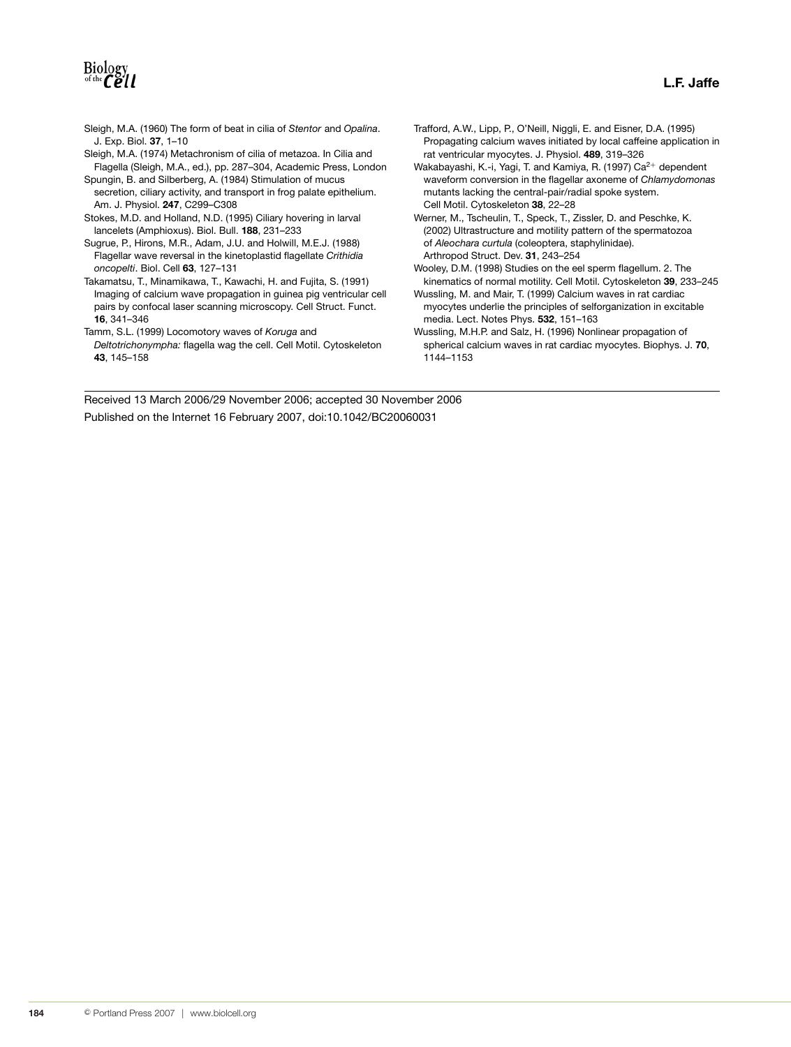Sleigh, M.A. (1960) The form of beat in cilia of *Stentor* and *Opalina*. J. Exp. Biol. **37**, 1–10

Sleigh, M.A. (1974) Metachronism of cilia of metazoa. In Cilia and Flagella (Sleigh, M.A., ed.), pp. 287–304, Academic Press, London

Spungin, B. and Silberberg, A. (1984) Stimulation of mucus secretion, ciliary activity, and transport in frog palate epithelium. Am. J. Physiol. **247**, C299–C308

Stokes, M.D. and Holland, N.D. (1995) Ciliary hovering in larval lancelets (Amphioxus). Biol. Bull. **188**, 231–233

Sugrue, P., Hirons, M.R., Adam, J.U. and Holwill, M.E.J. (1988) Flagellar wave reversal in the kinetoplastid flagellate *Crithidia oncopelti*. Biol. Cell **63**, 127–131

Takamatsu, T., Minamikawa, T., Kawachi, H. and Fujita, S. (1991) Imaging of calcium wave propagation in guinea pig ventricular cell pairs by confocal laser scanning microscopy. Cell Struct. Funct. **16**, 341–346

Tamm, S.L. (1999) Locomotory waves of *Koruga* and *Deltotrichonympha:* flagella wag the cell. Cell Motil. Cytoskeleton **43**, 145–158

Trafford, A.W., Lipp, P., O'Neill, Niggli, E. and Eisner, D.A. (1995) Propagating calcium waves initiated by local caffeine application in rat ventricular myocytes. J. Physiol. **489**, 319–326

Wakabayashi, K.-i, Yagi, T. and Kamiya, R. (1997) $Ca^{2+}$ dependent waveform conversion in the flagellar axoneme of *Chlamydomonas* mutants lacking the central-pair/radial spoke system. Cell Motil. Cytoskeleton **38**, 22–28

Werner, M., Tscheulin, T., Speck, T., Zissler, D. and Peschke, K. (2002) Ultrastructure and motility pattern of the spermatozoa of *Aleochara curtula* (coleoptera, staphylinidae). Arthropod Struct. Dev. **31**, 243–254

Wooley, D.M. (1998) Studies on the eel sperm flagellum. 2. The kinematics of normal motility. Cell Motil. Cytoskeleton **39**, 233–245

Wussling, M. and Mair, T. (1999) Calcium waves in rat cardiac myocytes underlie the principles of selforganization in excitable media. Lect. Notes Phys. **532**, 151–163

Wussling, M.H.P. and Salz, H. (1996) Nonlinear propagation of spherical calcium waves in rat cardiac myocytes. Biophys. J. **70**, 1144–1153

---

Received 13 March 2006/29 November 2006; accepted 30 November 2006
Published on the Internet 16 February 2007, doi:10.1042/BC20060031